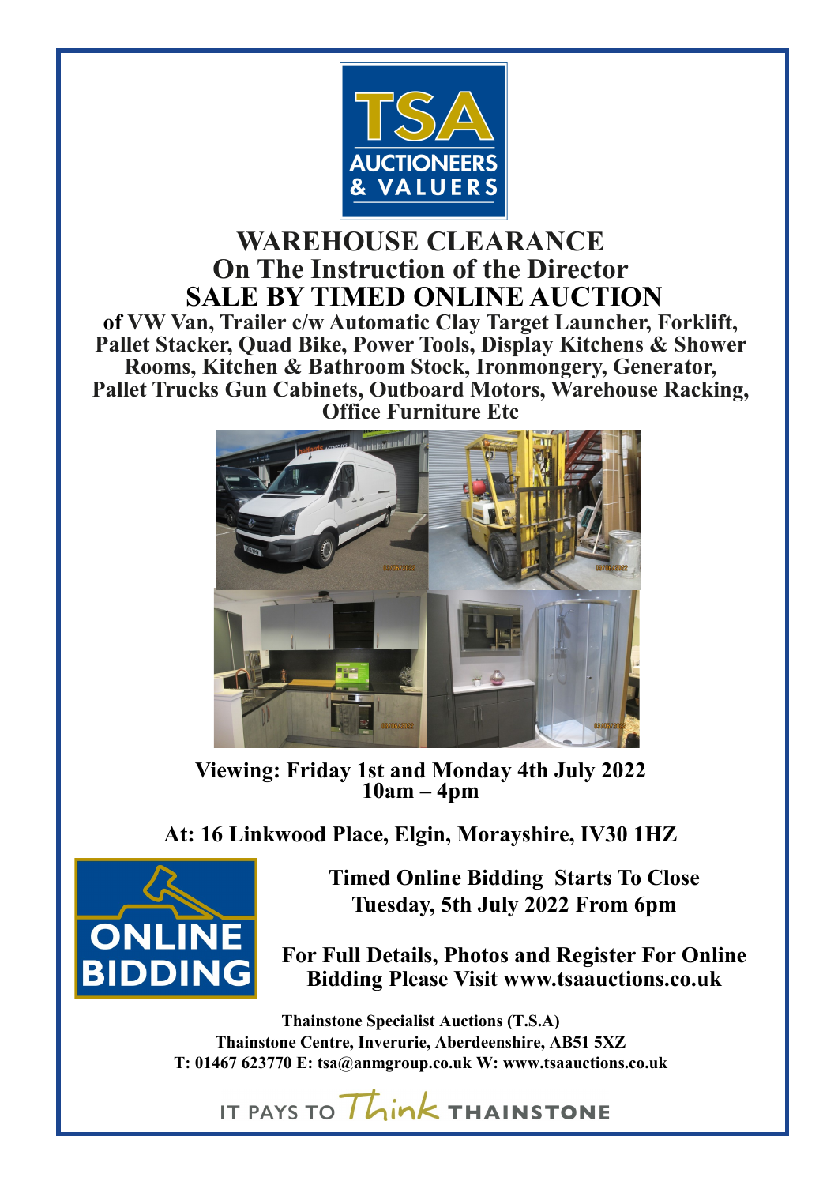TSA AUCTIONEERS & VALUERS

# WAREHOUSE CLEARANCE
## On The Instruction of the Director
## SALE BY TIMED ONLINE AUCTION

**of VW Van, Trailer c/w Automatic Clay Target Launcher, Forklift, Pallet Stacker, Quad Bike, Power Tools, Display Kitchens & Shower Rooms, Kitchen & Bathroom Stock, Ironmongery, Generator, Pallet Trucks Gun Cabinets, Outboard Motors, Warehouse Racking, Office Furniture Etc**

**Viewing: Friday 1st and Monday 4th July 2022**
**10am – 4pm**

**At: 16 Linkwood Place, Elgin, Morayshire, IV30 1HZ**

ONLINE BIDDING

**Timed Online Bidding Starts To Close**
**Tuesday, 5th July 2022 From 6pm**

**For Full Details, Photos and Register For Online Bidding Please Visit www.tsaauctions.co.uk**

**Thainstone Specialist Auctions (T.S.A)**
**Thainstone Centre, Inverurie, Aberdeenshire, AB51 5XZ**
**T: 01467 623770 E: tsa@anmgroup.co.uk W: www.tsaauctions.co.uk**

IT PAYS TO Think THAINSTONE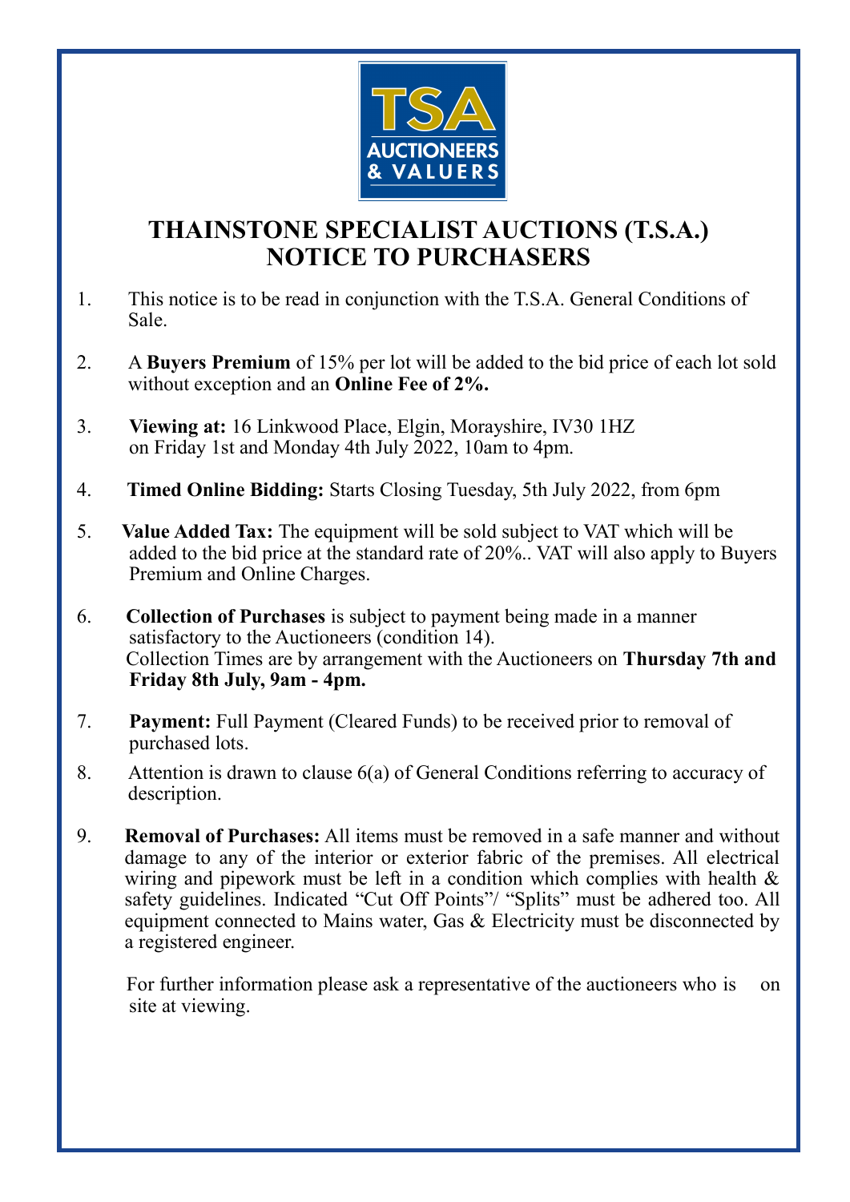# THAINSTONE SPECIALIST AUCTIONS (T.S.A.)
# NOTICE TO PURCHASERS

1. This notice is to be read in conjunction with the T.S.A. General Conditions of Sale.

2. A **Buyers Premium** of 15% per lot will be added to the bid price of each lot sold without exception and an **Online Fee of 2%.**

3. **Viewing at:** 16 Linkwood Place, Elgin, Morayshire, IV30 1HZ on Friday 1st and Monday 4th July 2022, 10am to 4pm.

4. **Timed Online Bidding:** Starts Closing Tuesday, 5th July 2022, from 6pm

5. **Value Added Tax:** The equipment will be sold subject to VAT which will be added to the bid price at the standard rate of 20%.. VAT will also apply to Buyers Premium and Online Charges.

6. **Collection of Purchases** is subject to payment being made in a manner satisfactory to the Auctioneers (condition 14).
   Collection Times are by arrangement with the Auctioneers on **Thursday 7th and Friday 8th July, 9am - 4pm.**

7. **Payment:** Full Payment (Cleared Funds) to be received prior to removal of purchased lots.

8. Attention is drawn to clause 6(a) of General Conditions referring to accuracy of description.

9. **Removal of Purchases:** All items must be removed in a safe manner and without damage to any of the interior or exterior fabric of the premises. All electrical wiring and pipework must be left in a condition which complies with health & safety guidelines. Indicated "Cut Off Points"/ "Splits" must be adhered too. All equipment connected to Mains water, Gas & Electricity must be disconnected by a registered engineer.

   For further information please ask a representative of the auctioneers who is on site at viewing.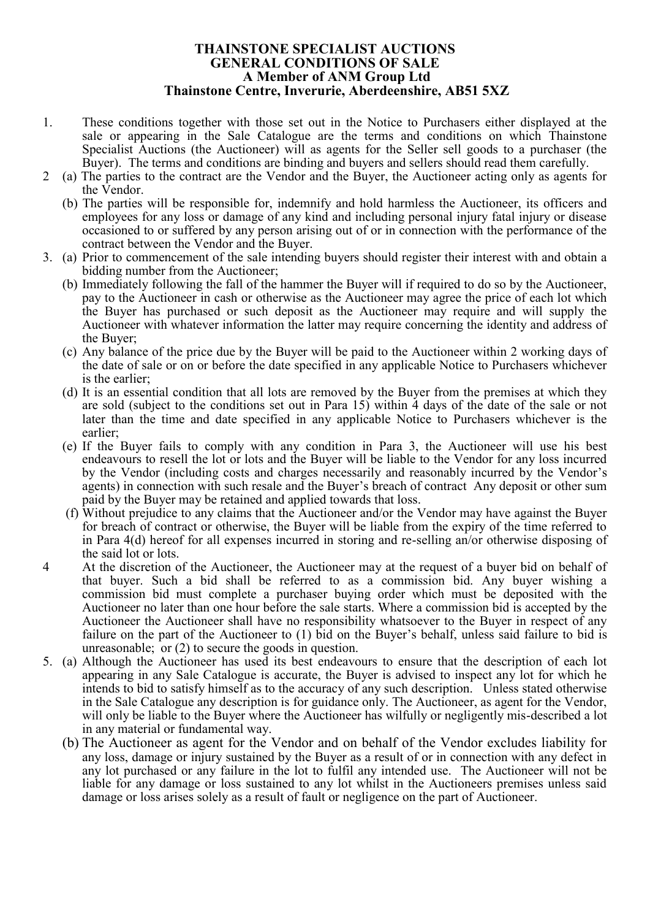# THAINSTONE SPECIALIST AUCTIONS
## GENERAL CONDITIONS OF SALE
### A Member of ANM Group Ltd
### Thainstone Centre, Inverurie, Aberdeenshire, AB51 5XZ

1. These conditions together with those set out in the Notice to Purchasers either displayed at the sale or appearing in the Sale Catalogue are the terms and conditions on which Thainstone Specialist Auctions (the Auctioneer) will as agents for the Seller sell goods to a purchaser (the Buyer). The terms and conditions are binding and buyers and sellers should read them carefully.

2. (a) The parties to the contract are the Vendor and the Buyer, the Auctioneer acting only as agents for the Vendor.

   (b) The parties will be responsible for, indemnify and hold harmless the Auctioneer, its officers and employees for any loss or damage of any kind and including personal injury fatal injury or disease occasioned to or suffered by any person arising out of or in connection with the performance of the contract between the Vendor and the Buyer.

3. (a) Prior to commencement of the sale intending buyers should register their interest with and obtain a bidding number from the Auctioneer;

   (b) Immediately following the fall of the hammer the Buyer will if required to do so by the Auctioneer, pay to the Auctioneer in cash or otherwise as the Auctioneer may agree the price of each lot which the Buyer has purchased or such deposit as the Auctioneer may require and will supply the Auctioneer with whatever information the latter may require concerning the identity and address of the Buyer;

   (c) Any balance of the price due by the Buyer will be paid to the Auctioneer within 2 working days of the date of sale or on or before the date specified in any applicable Notice to Purchasers whichever is the earlier;

   (d) It is an essential condition that all lots are removed by the Buyer from the premises at which they are sold (subject to the conditions set out in Para 15) within 4 days of the date of the sale or not later than the time and date specified in any applicable Notice to Purchasers whichever is the earlier;

   (e) If the Buyer fails to comply with any condition in Para 3, the Auctioneer will use his best endeavours to resell the lot or lots and the Buyer will be liable to the Vendor for any loss incurred by the Vendor (including costs and charges necessarily and reasonably incurred by the Vendor's agents) in connection with such resale and the Buyer's breach of contract Any deposit or other sum paid by the Buyer may be retained and applied towards that loss.

   (f) Without prejudice to any claims that the Auctioneer and/or the Vendor may have against the Buyer for breach of contract or otherwise, the Buyer will be liable from the expiry of the time referred to in Para 4(d) hereof for all expenses incurred in storing and re-selling an/or otherwise disposing of the said lot or lots.

4. At the discretion of the Auctioneer, the Auctioneer may at the request of a buyer bid on behalf of that buyer. Such a bid shall be referred to as a commission bid. Any buyer wishing a commission bid must complete a purchaser buying order which must be deposited with the Auctioneer no later than one hour before the sale starts. Where a commission bid is accepted by the Auctioneer the Auctioneer shall have no responsibility whatsoever to the Buyer in respect of any failure on the part of the Auctioneer to (1) bid on the Buyer's behalf, unless said failure to bid is unreasonable; or (2) to secure the goods in question.

5. (a) Although the Auctioneer has used its best endeavours to ensure that the description of each lot appearing in any Sale Catalogue is accurate, the Buyer is advised to inspect any lot for which he intends to bid to satisfy himself as to the accuracy of any such description. Unless stated otherwise in the Sale Catalogue any description is for guidance only. The Auctioneer, as agent for the Vendor, will only be liable to the Buyer where the Auctioneer has wilfully or negligently mis-described a lot in any material or fundamental way.

   (b) The Auctioneer as agent for the Vendor and on behalf of the Vendor excludes liability for any loss, damage or injury sustained by the Buyer as a result of or in connection with any defect in any lot purchased or any failure in the lot to fulfil any intended use. The Auctioneer will not be liable for any damage or loss sustained to any lot whilst in the Auctioneers premises unless said damage or loss arises solely as a result of fault or negligence on the part of Auctioneer.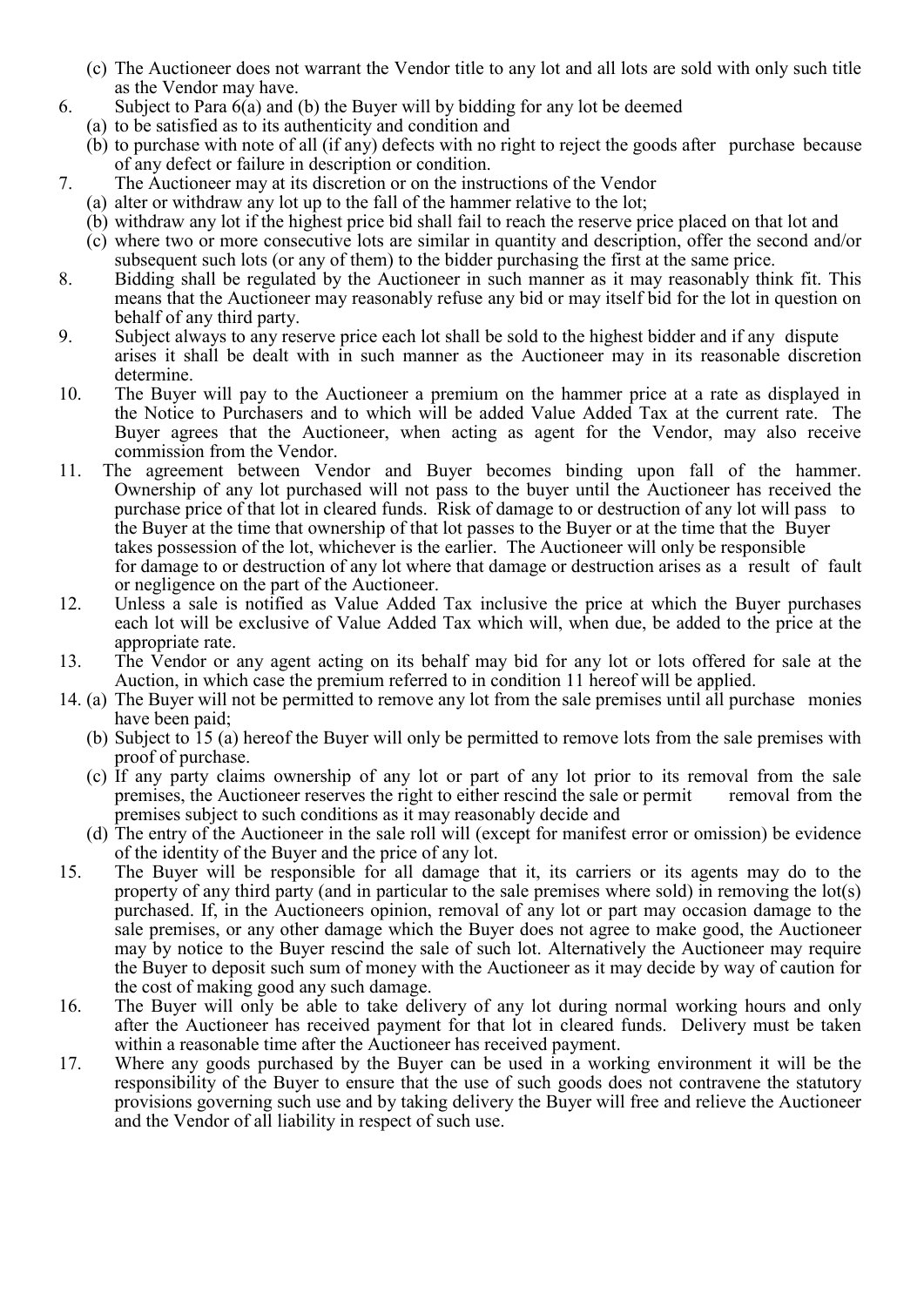(c) The Auctioneer does not warrant the Vendor title to any lot and all lots are sold with only such title as the Vendor may have.

6. Subject to Para 6(a) and (b) the Buyer will by bidding for any lot be deemed
   (a) to be satisfied as to its authenticity and condition and
   (b) to purchase with note of all (if any) defects with no right to reject the goods after purchase because of any defect or failure in description or condition.

7. The Auctioneer may at its discretion or on the instructions of the Vendor
   (a) alter or withdraw any lot up to the fall of the hammer relative to the lot;
   (b) withdraw any lot if the highest price bid shall fail to reach the reserve price placed on that lot and
   (c) where two or more consecutive lots are similar in quantity and description, offer the second and/or subsequent such lots (or any of them) to the bidder purchasing the first at the same price.

8. Bidding shall be regulated by the Auctioneer in such manner as it may reasonably think fit. This means that the Auctioneer may reasonably refuse any bid or may itself bid for the lot in question on behalf of any third party.

9. Subject always to any reserve price each lot shall be sold to the highest bidder and if any dispute arises it shall be dealt with in such manner as the Auctioneer may in its reasonable discretion determine.

10. The Buyer will pay to the Auctioneer a premium on the hammer price at a rate as displayed in the Notice to Purchasers and to which will be added Value Added Tax at the current rate. The Buyer agrees that the Auctioneer, when acting as agent for the Vendor, may also receive commission from the Vendor.

11. The agreement between Vendor and Buyer becomes binding upon fall of the hammer. Ownership of any lot purchased will not pass to the buyer until the Auctioneer has received the purchase price of that lot in cleared funds. Risk of damage to or destruction of any lot will pass to the Buyer at the time that ownership of that lot passes to the Buyer or at the time that the Buyer takes possession of the lot, whichever is the earlier. The Auctioneer will only be responsible for damage to or destruction of any lot where that damage or destruction arises as a result of fault or negligence on the part of the Auctioneer.

12. Unless a sale is notified as Value Added Tax inclusive the price at which the Buyer purchases each lot will be exclusive of Value Added Tax which will, when due, be added to the price at the appropriate rate.

13. The Vendor or any agent acting on its behalf may bid for any lot or lots offered for sale at the Auction, in which case the premium referred to in condition 11 hereof will be applied.

14. (a) The Buyer will not be permitted to remove any lot from the sale premises until all purchase monies have been paid;
   (b) Subject to 15 (a) hereof the Buyer will only be permitted to remove lots from the sale premises with proof of purchase.
   (c) If any party claims ownership of any lot or part of any lot prior to its removal from the sale premises, the Auctioneer reserves the right to either rescind the sale or permit removal from the premises subject to such conditions as it may reasonably decide and
   (d) The entry of the Auctioneer in the sale roll will (except for manifest error or omission) be evidence of the identity of the Buyer and the price of any lot.

15. The Buyer will be responsible for all damage that it, its carriers or its agents may do to the property of any third party (and in particular to the sale premises where sold) in removing the lot(s) purchased. If, in the Auctioneers opinion, removal of any lot or part may occasion damage to the sale premises, or any other damage which the Buyer does not agree to make good, the Auctioneer may by notice to the Buyer rescind the sale of such lot. Alternatively the Auctioneer may require the Buyer to deposit such sum of money with the Auctioneer as it may decide by way of caution for the cost of making good any such damage.

16. The Buyer will only be able to take delivery of any lot during normal working hours and only after the Auctioneer has received payment for that lot in cleared funds. Delivery must be taken within a reasonable time after the Auctioneer has received payment.

17. Where any goods purchased by the Buyer can be used in a working environment it will be the responsibility of the Buyer to ensure that the use of such goods does not contravene the statutory provisions governing such use and by taking delivery the Buyer will free and relieve the Auctioneer and the Vendor of all liability in respect of such use.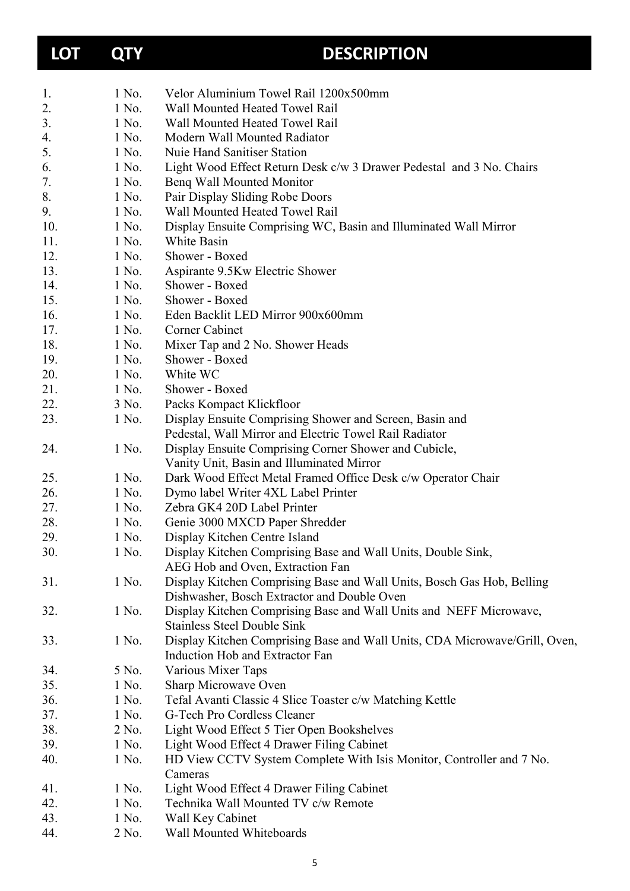| LOT | QTY | DESCRIPTION |
|---|---|---|
| 1. | 1 No. | Velor Aluminium Towel Rail 1200x500mm |
| 2. | 1 No. | Wall Mounted Heated Towel Rail |
| 3. | 1 No. | Wall Mounted Heated Towel Rail |
| 4. | 1 No. | Modern Wall Mounted Radiator |
| 5. | 1 No. | Nuie Hand Sanitiser Station |
| 6. | 1 No. | Light Wood Effect Return Desk c/w 3 Drawer Pedestal and 3 No. Chairs |
| 7. | 1 No. | Benq Wall Mounted Monitor |
| 8. | 1 No. | Pair Display Sliding Robe Doors |
| 9. | 1 No. | Wall Mounted Heated Towel Rail |
| 10. | 1 No. | Display Ensuite Comprising WC, Basin and Illuminated Wall Mirror |
| 11. | 1 No. | White Basin |
| 12. | 1 No. | Shower - Boxed |
| 13. | 1 No. | Aspirante 9.5Kw Electric Shower |
| 14. | 1 No. | Shower - Boxed |
| 15. | 1 No. | Shower - Boxed |
| 16. | 1 No. | Eden Backlit LED Mirror 900x600mm |
| 17. | 1 No. | Corner Cabinet |
| 18. | 1 No. | Mixer Tap and 2 No. Shower Heads |
| 19. | 1 No. | Shower - Boxed |
| 20. | 1 No. | White WC |
| 21. | 1 No. | Shower - Boxed |
| 22. | 3 No. | Packs Kompact Klickfloor |
| 23. | 1 No. | Display Ensuite Comprising Shower and Screen, Basin and Pedestal, Wall Mirror and Electric Towel Rail Radiator |
| 24. | 1 No. | Display Ensuite Comprising Corner Shower and Cubicle, Vanity Unit, Basin and Illuminated Mirror |
| 25. | 1 No. | Dark Wood Effect Metal Framed Office Desk c/w Operator Chair |
| 26. | 1 No. | Dymo label Writer 4XL Label Printer |
| 27. | 1 No. | Zebra GK4 20D Label Printer |
| 28. | 1 No. | Genie 3000 MXCD Paper Shredder |
| 29. | 1 No. | Display Kitchen Centre Island |
| 30. | 1 No. | Display Kitchen Comprising Base and Wall Units, Double Sink, AEG Hob and Oven, Extraction Fan |
| 31. | 1 No. | Display Kitchen Comprising Base and Wall Units, Bosch Gas Hob, Belling Dishwasher, Bosch Extractor and Double Oven |
| 32. | 1 No. | Display Kitchen Comprising Base and Wall Units and NEFF Microwave, Stainless Steel Double Sink |
| 33. | 1 No. | Display Kitchen Comprising Base and Wall Units, CDA Microwave/Grill, Oven, Induction Hob and Extractor Fan |
| 34. | 5 No. | Various Mixer Taps |
| 35. | 1 No. | Sharp Microwave Oven |
| 36. | 1 No. | Tefal Avanti Classic 4 Slice Toaster c/w Matching Kettle |
| 37. | 1 No. | G-Tech Pro Cordless Cleaner |
| 38. | 2 No. | Light Wood Effect 5 Tier Open Bookshelves |
| 39. | 1 No. | Light Wood Effect 4 Drawer Filing Cabinet |
| 40. | 1 No. | HD View CCTV System Complete With Isis Monitor, Controller and 7 No. Cameras |
| 41. | 1 No. | Light Wood Effect 4 Drawer Filing Cabinet |
| 42. | 1 No. | Technika Wall Mounted TV c/w Remote |
| 43. | 1 No. | Wall Key Cabinet |
| 44. | 2 No. | Wall Mounted Whiteboards |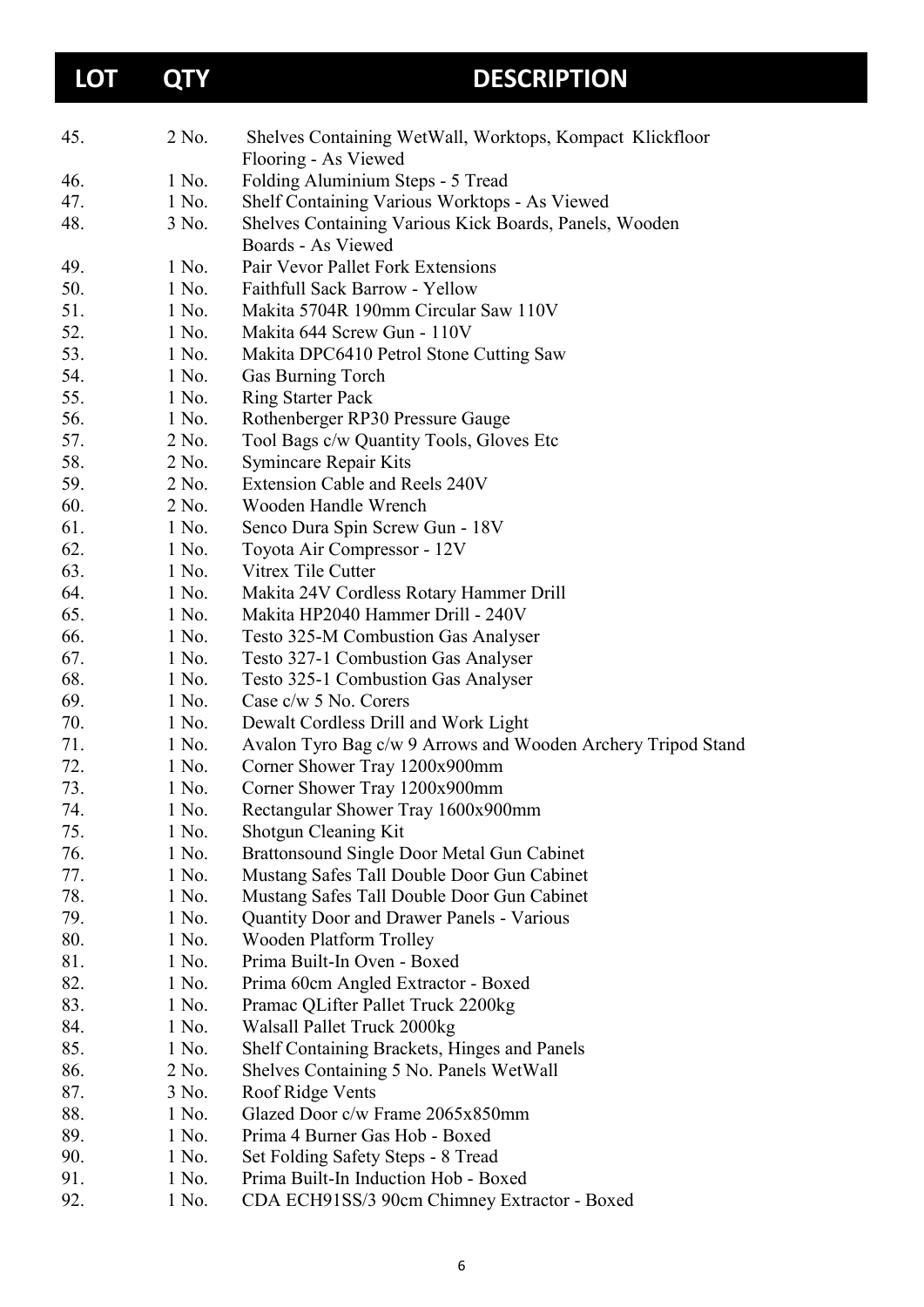| LOT | QTY | DESCRIPTION |
|---|---|---|
| 45. | 2 No. | Shelves Containing WetWall, Worktops, Kompact Klickfloor Flooring - As Viewed |
| 46. | 1 No. | Folding Aluminium Steps - 5 Tread |
| 47. | 1 No. | Shelf Containing Various Worktops - As Viewed |
| 48. | 3 No. | Shelves Containing Various Kick Boards, Panels, Wooden Boards - As Viewed |
| 49. | 1 No. | Pair Vevor Pallet Fork Extensions |
| 50. | 1 No. | Faithfull Sack Barrow - Yellow |
| 51. | 1 No. | Makita 5704R 190mm Circular Saw 110V |
| 52. | 1 No. | Makita 644 Screw Gun - 110V |
| 53. | 1 No. | Makita DPC6410 Petrol Stone Cutting Saw |
| 54. | 1 No. | Gas Burning Torch |
| 55. | 1 No. | Ring Starter Pack |
| 56. | 1 No. | Rothenberger RP30 Pressure Gauge |
| 57. | 2 No. | Tool Bags c/w Quantity Tools, Gloves Etc |
| 58. | 2 No. | Symincare Repair Kits |
| 59. | 2 No. | Extension Cable and Reels 240V |
| 60. | 2 No. | Wooden Handle Wrench |
| 61. | 1 No. | Senco Dura Spin Screw Gun - 18V |
| 62. | 1 No. | Toyota Air Compressor - 12V |
| 63. | 1 No. | Vitrex Tile Cutter |
| 64. | 1 No. | Makita 24V Cordless Rotary Hammer Drill |
| 65. | 1 No. | Makita HP2040 Hammer Drill - 240V |
| 66. | 1 No. | Testo 325-M Combustion Gas Analyser |
| 67. | 1 No. | Testo 327-1 Combustion Gas Analyser |
| 68. | 1 No. | Testo 325-1 Combustion Gas Analyser |
| 69. | 1 No. | Case c/w 5 No. Corers |
| 70. | 1 No. | Dewalt Cordless Drill and Work Light |
| 71. | 1 No. | Avalon Tyro Bag c/w 9 Arrows and Wooden Archery Tripod Stand |
| 72. | 1 No. | Corner Shower Tray 1200x900mm |
| 73. | 1 No. | Corner Shower Tray 1200x900mm |
| 74. | 1 No. | Rectangular Shower Tray 1600x900mm |
| 75. | 1 No. | Shotgun Cleaning Kit |
| 76. | 1 No. | Brattonsound Single Door Metal Gun Cabinet |
| 77. | 1 No. | Mustang Safes Tall Double Door Gun Cabinet |
| 78. | 1 No. | Mustang Safes Tall Double Door Gun Cabinet |
| 79. | 1 No. | Quantity Door and Drawer Panels - Various |
| 80. | 1 No. | Wooden Platform Trolley |
| 81. | 1 No. | Prima Built-In Oven - Boxed |
| 82. | 1 No. | Prima 60cm Angled Extractor - Boxed |
| 83. | 1 No. | Pramac QLifter Pallet Truck 2200kg |
| 84. | 1 No. | Walsall Pallet Truck 2000kg |
| 85. | 1 No. | Shelf Containing Brackets, Hinges and Panels |
| 86. | 2 No. | Shelves Containing 5 No. Panels WetWall |
| 87. | 3 No. | Roof Ridge Vents |
| 88. | 1 No. | Glazed Door c/w Frame 2065x850mm |
| 89. | 1 No. | Prima 4 Burner Gas Hob - Boxed |
| 90. | 1 No. | Set Folding Safety Steps - 8 Tread |
| 91. | 1 No. | Prima Built-In Induction Hob - Boxed |
| 92. | 1 No. | CDA ECH91SS/3 90cm Chimney Extractor - Boxed |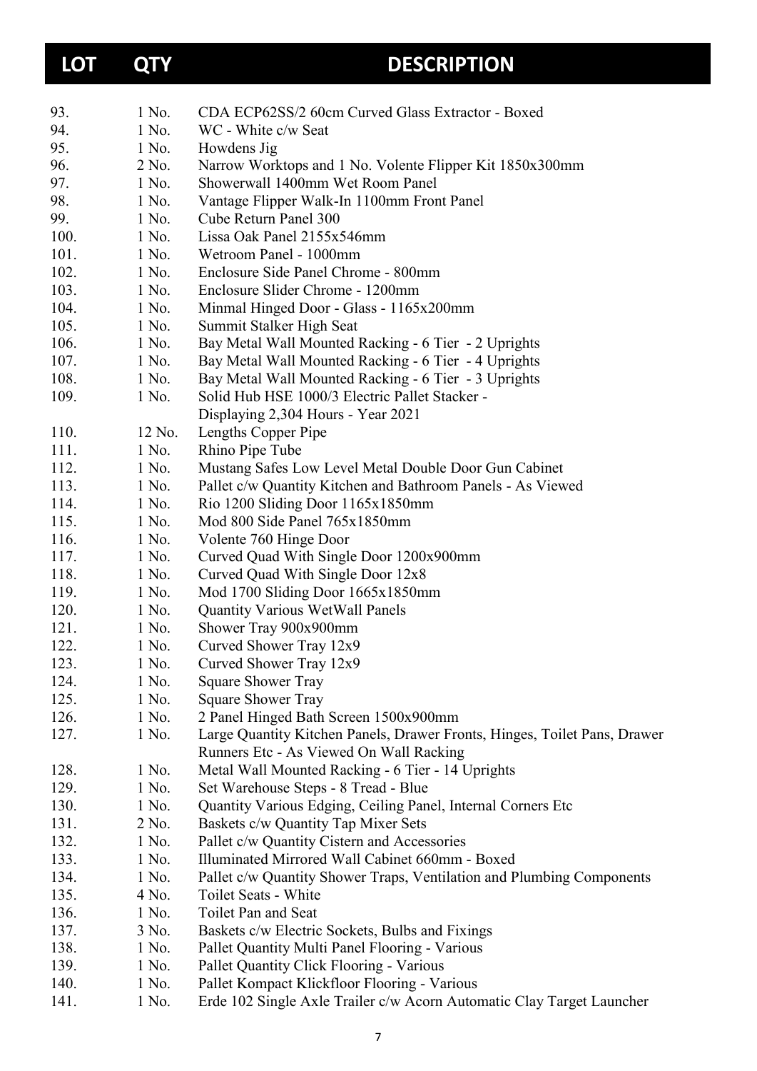| LOT | QTY | DESCRIPTION |
|---|---|---|
| 93. | 1 No. | CDA ECP62SS/2 60cm Curved Glass Extractor - Boxed |
| 94. | 1 No. | WC - White c/w Seat |
| 95. | 1 No. | Howdens Jig |
| 96. | 2 No. | Narrow Worktops and 1 No. Volente Flipper Kit 1850x300mm |
| 97. | 1 No. | Showerwall 1400mm Wet Room Panel |
| 98. | 1 No. | Vantage Flipper Walk-In 1100mm Front Panel |
| 99. | 1 No. | Cube Return Panel 300 |
| 100. | 1 No. | Lissa Oak Panel 2155x546mm |
| 101. | 1 No. | Wetroom Panel - 1000mm |
| 102. | 1 No. | Enclosure Side Panel Chrome - 800mm |
| 103. | 1 No. | Enclosure Slider Chrome - 1200mm |
| 104. | 1 No. | Minmal Hinged Door - Glass - 1165x200mm |
| 105. | 1 No. | Summit Stalker High Seat |
| 106. | 1 No. | Bay Metal Wall Mounted Racking - 6 Tier - 2 Uprights |
| 107. | 1 No. | Bay Metal Wall Mounted Racking - 6 Tier - 4 Uprights |
| 108. | 1 No. | Bay Metal Wall Mounted Racking - 6 Tier - 3 Uprights |
| 109. | 1 No. | Solid Hub HSE 1000/3 Electric Pallet Stacker - Displaying 2,304 Hours - Year 2021 |
| 110. | 12 No. | Lengths Copper Pipe |
| 111. | 1 No. | Rhino Pipe Tube |
| 112. | 1 No. | Mustang Safes Low Level Metal Double Door Gun Cabinet |
| 113. | 1 No. | Pallet c/w Quantity Kitchen and Bathroom Panels - As Viewed |
| 114. | 1 No. | Rio 1200 Sliding Door 1165x1850mm |
| 115. | 1 No. | Mod 800 Side Panel 765x1850mm |
| 116. | 1 No. | Volente 760 Hinge Door |
| 117. | 1 No. | Curved Quad With Single Door 1200x900mm |
| 118. | 1 No. | Curved Quad With Single Door 12x8 |
| 119. | 1 No. | Mod 1700 Sliding Door 1665x1850mm |
| 120. | 1 No. | Quantity Various WetWall Panels |
| 121. | 1 No. | Shower Tray 900x900mm |
| 122. | 1 No. | Curved Shower Tray 12x9 |
| 123. | 1 No. | Curved Shower Tray 12x9 |
| 124. | 1 No. | Square Shower Tray |
| 125. | 1 No. | Square Shower Tray |
| 126. | 1 No. | 2 Panel Hinged Bath Screen 1500x900mm |
| 127. | 1 No. | Large Quantity Kitchen Panels, Drawer Fronts, Hinges, Toilet Pans, Drawer Runners Etc - As Viewed On Wall Racking |
| 128. | 1 No. | Metal Wall Mounted Racking - 6 Tier - 14 Uprights |
| 129. | 1 No. | Set Warehouse Steps - 8 Tread - Blue |
| 130. | 1 No. | Quantity Various Edging, Ceiling Panel, Internal Corners Etc |
| 131. | 2 No. | Baskets c/w Quantity Tap Mixer Sets |
| 132. | 1 No. | Pallet c/w Quantity Cistern and Accessories |
| 133. | 1 No. | Illuminated Mirrored Wall Cabinet 660mm - Boxed |
| 134. | 1 No. | Pallet c/w Quantity Shower Traps, Ventilation and Plumbing Components |
| 135. | 4 No. | Toilet Seats - White |
| 136. | 1 No. | Toilet Pan and Seat |
| 137. | 3 No. | Baskets c/w Electric Sockets, Bulbs and Fixings |
| 138. | 1 No. | Pallet Quantity Multi Panel Flooring - Various |
| 139. | 1 No. | Pallet Quantity Click Flooring - Various |
| 140. | 1 No. | Pallet Kompact Klickfloor Flooring - Various |
| 141. | 1 No. | Erde 102 Single Axle Trailer c/w Acorn Automatic Clay Target Launcher |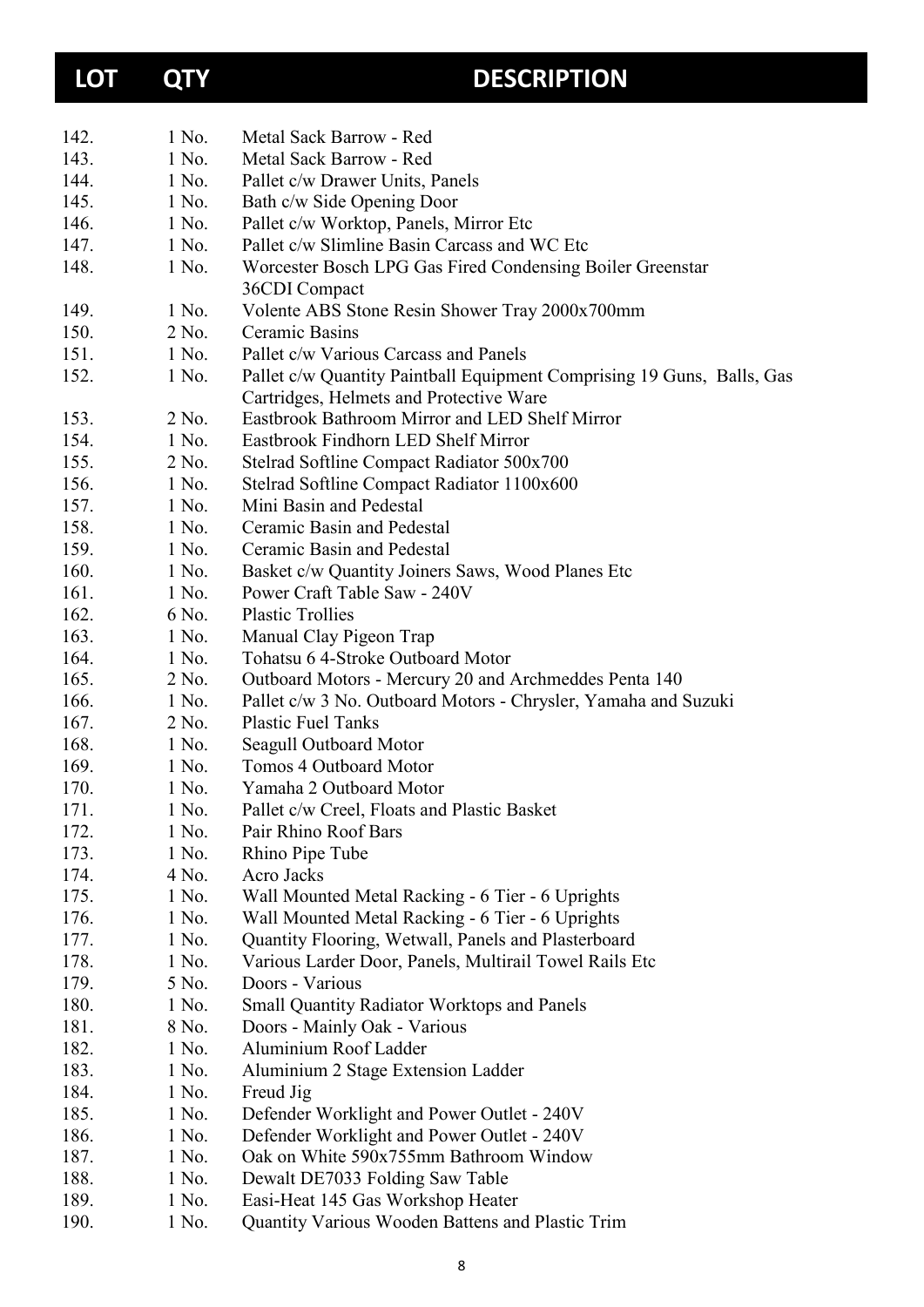| LOT | QTY | DESCRIPTION |
|---|---|---|
| 142. | 1 No. | Metal Sack Barrow - Red |
| 143. | 1 No. | Metal Sack Barrow - Red |
| 144. | 1 No. | Pallet c/w Drawer Units, Panels |
| 145. | 1 No. | Bath c/w Side Opening Door |
| 146. | 1 No. | Pallet c/w Worktop, Panels, Mirror Etc |
| 147. | 1 No. | Pallet c/w Slimline Basin Carcass and WC Etc |
| 148. | 1 No. | Worcester Bosch LPG Gas Fired Condensing Boiler Greenstar 36CDI Compact |
| 149. | 1 No. | Volente ABS Stone Resin Shower Tray 2000x700mm |
| 150. | 2 No. | Ceramic Basins |
| 151. | 1 No. | Pallet c/w Various Carcass and Panels |
| 152. | 1 No. | Pallet c/w Quantity Paintball Equipment Comprising 19 Guns, Balls, Gas Cartridges, Helmets and Protective Ware |
| 153. | 2 No. | Eastbrook Bathroom Mirror and LED Shelf Mirror |
| 154. | 1 No. | Eastbrook Findhorn LED Shelf Mirror |
| 155. | 2 No. | Stelrad Softline Compact Radiator 500x700 |
| 156. | 1 No. | Stelrad Softline Compact Radiator 1100x600 |
| 157. | 1 No. | Mini Basin and Pedestal |
| 158. | 1 No. | Ceramic Basin and Pedestal |
| 159. | 1 No. | Ceramic Basin and Pedestal |
| 160. | 1 No. | Basket c/w Quantity Joiners Saws, Wood Planes Etc |
| 161. | 1 No. | Power Craft Table Saw - 240V |
| 162. | 6 No. | Plastic Trollies |
| 163. | 1 No. | Manual Clay Pigeon Trap |
| 164. | 1 No. | Tohatsu 6 4-Stroke Outboard Motor |
| 165. | 2 No. | Outboard Motors - Mercury 20 and Archmeddes Penta 140 |
| 166. | 1 No. | Pallet c/w 3 No. Outboard Motors - Chrysler, Yamaha and Suzuki |
| 167. | 2 No. | Plastic Fuel Tanks |
| 168. | 1 No. | Seagull Outboard Motor |
| 169. | 1 No. | Tomos 4 Outboard Motor |
| 170. | 1 No. | Yamaha 2 Outboard Motor |
| 171. | 1 No. | Pallet c/w Creel, Floats and Plastic Basket |
| 172. | 1 No. | Pair Rhino Roof Bars |
| 173. | 1 No. | Rhino Pipe Tube |
| 174. | 4 No. | Acro Jacks |
| 175. | 1 No. | Wall Mounted Metal Racking - 6 Tier - 6 Uprights |
| 176. | 1 No. | Wall Mounted Metal Racking - 6 Tier - 6 Uprights |
| 177. | 1 No. | Quantity Flooring, Wetwall, Panels and Plasterboard |
| 178. | 1 No. | Various Larder Door, Panels, Multirail Towel Rails Etc |
| 179. | 5 No. | Doors - Various |
| 180. | 1 No. | Small Quantity Radiator Worktops and Panels |
| 181. | 8 No. | Doors - Mainly Oak - Various |
| 182. | 1 No. | Aluminium Roof Ladder |
| 183. | 1 No. | Aluminium 2 Stage Extension Ladder |
| 184. | 1 No. | Freud Jig |
| 185. | 1 No. | Defender Worklight and Power Outlet - 240V |
| 186. | 1 No. | Defender Worklight and Power Outlet - 240V |
| 187. | 1 No. | Oak on White 590x755mm Bathroom Window |
| 188. | 1 No. | Dewalt DE7033 Folding Saw Table |
| 189. | 1 No. | Easi-Heat 145 Gas Workshop Heater |
| 190. | 1 No. | Quantity Various Wooden Battens and Plastic Trim |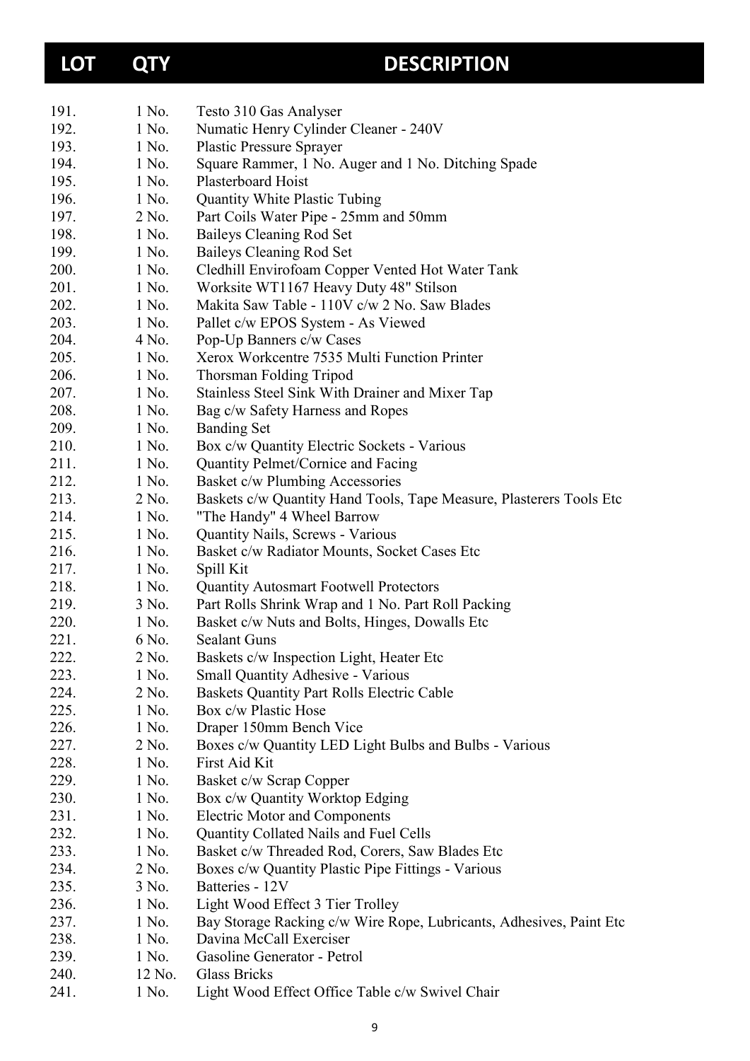| LOT | QTY | DESCRIPTION |
|---|---|---|
| 191. | 1 No. | Testo 310 Gas Analyser |
| 192. | 1 No. | Numatic Henry Cylinder Cleaner - 240V |
| 193. | 1 No. | Plastic Pressure Sprayer |
| 194. | 1 No. | Square Rammer, 1 No. Auger and 1 No. Ditching Spade |
| 195. | 1 No. | Plasterboard Hoist |
| 196. | 1 No. | Quantity White Plastic Tubing |
| 197. | 2 No. | Part Coils Water Pipe - 25mm and 50mm |
| 198. | 1 No. | Baileys Cleaning Rod Set |
| 199. | 1 No. | Baileys Cleaning Rod Set |
| 200. | 1 No. | Cledhill Envirofoam Copper Vented Hot Water Tank |
| 201. | 1 No. | Worksite WT1167 Heavy Duty 48" Stilson |
| 202. | 1 No. | Makita Saw Table - 110V c/w 2 No. Saw Blades |
| 203. | 1 No. | Pallet c/w EPOS System - As Viewed |
| 204. | 4 No. | Pop-Up Banners c/w Cases |
| 205. | 1 No. | Xerox Workcentre 7535 Multi Function Printer |
| 206. | 1 No. | Thorsman Folding Tripod |
| 207. | 1 No. | Stainless Steel Sink With Drainer and Mixer Tap |
| 208. | 1 No. | Bag c/w Safety Harness and Ropes |
| 209. | 1 No. | Banding Set |
| 210. | 1 No. | Box c/w Quantity Electric Sockets - Various |
| 211. | 1 No. | Quantity Pelmet/Cornice and Facing |
| 212. | 1 No. | Basket c/w Plumbing Accessories |
| 213. | 2 No. | Baskets c/w Quantity Hand Tools, Tape Measure, Plasterers Tools Etc |
| 214. | 1 No. | "The Handy" 4 Wheel Barrow |
| 215. | 1 No. | Quantity Nails, Screws - Various |
| 216. | 1 No. | Basket c/w Radiator Mounts, Socket Cases Etc |
| 217. | 1 No. | Spill Kit |
| 218. | 1 No. | Quantity Autosmart Footwell Protectors |
| 219. | 3 No. | Part Rolls Shrink Wrap and 1 No. Part Roll Packing |
| 220. | 1 No. | Basket c/w Nuts and Bolts, Hinges, Dowalls Etc |
| 221. | 6 No. | Sealant Guns |
| 222. | 2 No. | Baskets c/w Inspection Light, Heater Etc |
| 223. | 1 No. | Small Quantity Adhesive - Various |
| 224. | 2 No. | Baskets Quantity Part Rolls Electric Cable |
| 225. | 1 No. | Box c/w Plastic Hose |
| 226. | 1 No. | Draper 150mm Bench Vice |
| 227. | 2 No. | Boxes c/w Quantity LED Light Bulbs and Bulbs - Various |
| 228. | 1 No. | First Aid Kit |
| 229. | 1 No. | Basket c/w Scrap Copper |
| 230. | 1 No. | Box c/w Quantity Worktop Edging |
| 231. | 1 No. | Electric Motor and Components |
| 232. | 1 No. | Quantity Collated Nails and Fuel Cells |
| 233. | 1 No. | Basket c/w Threaded Rod, Corers, Saw Blades Etc |
| 234. | 2 No. | Boxes c/w Quantity Plastic Pipe Fittings - Various |
| 235. | 3 No. | Batteries - 12V |
| 236. | 1 No. | Light Wood Effect 3 Tier Trolley |
| 237. | 1 No. | Bay Storage Racking c/w Wire Rope, Lubricants, Adhesives, Paint Etc |
| 238. | 1 No. | Davina McCall Exerciser |
| 239. | 1 No. | Gasoline Generator - Petrol |
| 240. | 12 No. | Glass Bricks |
| 241. | 1 No. | Light Wood Effect Office Table c/w Swivel Chair |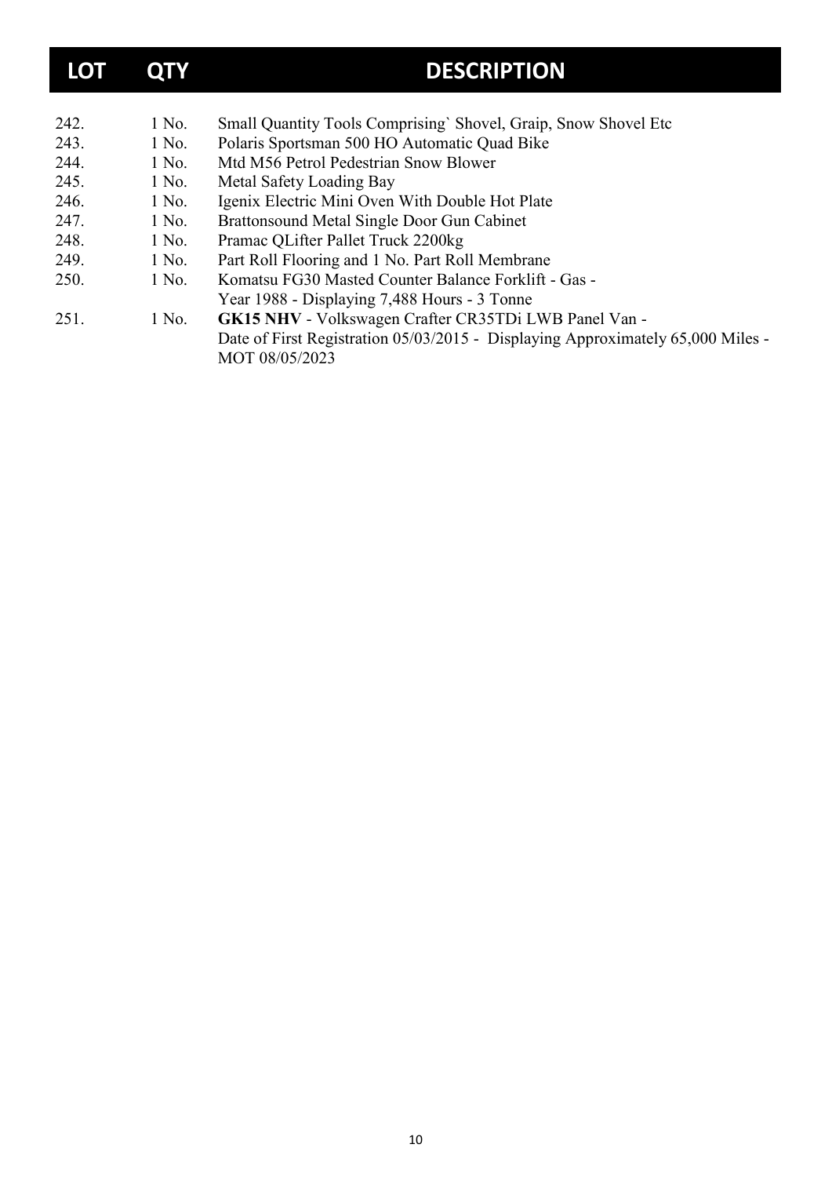| LOT | QTY | DESCRIPTION |
| --- | --- | --- |
| 242. | 1 No. | Small Quantity Tools Comprising` Shovel, Graip, Snow Shovel Etc |
| 243. | 1 No. | Polaris Sportsman 500 HO Automatic Quad Bike |
| 244. | 1 No. | Mtd M56 Petrol Pedestrian Snow Blower |
| 245. | 1 No. | Metal Safety Loading Bay |
| 246. | 1 No. | Igenix Electric Mini Oven With Double Hot Plate |
| 247. | 1 No. | Brattonsound Metal Single Door Gun Cabinet |
| 248. | 1 No. | Pramac QLifter Pallet Truck 2200kg |
| 249. | 1 No. | Part Roll Flooring and 1 No. Part Roll Membrane |
| 250. | 1 No. | Komatsu FG30 Masted Counter Balance Forklift - Gas - Year 1988 - Displaying 7,488 Hours - 3 Tonne |
| 251. | 1 No. | **GK15 NHV** - Volkswagen Crafter CR35TDi LWB Panel Van - Date of First Registration 05/03/2015 - Displaying Approximately 65,000 Miles - MOT 08/05/2023 |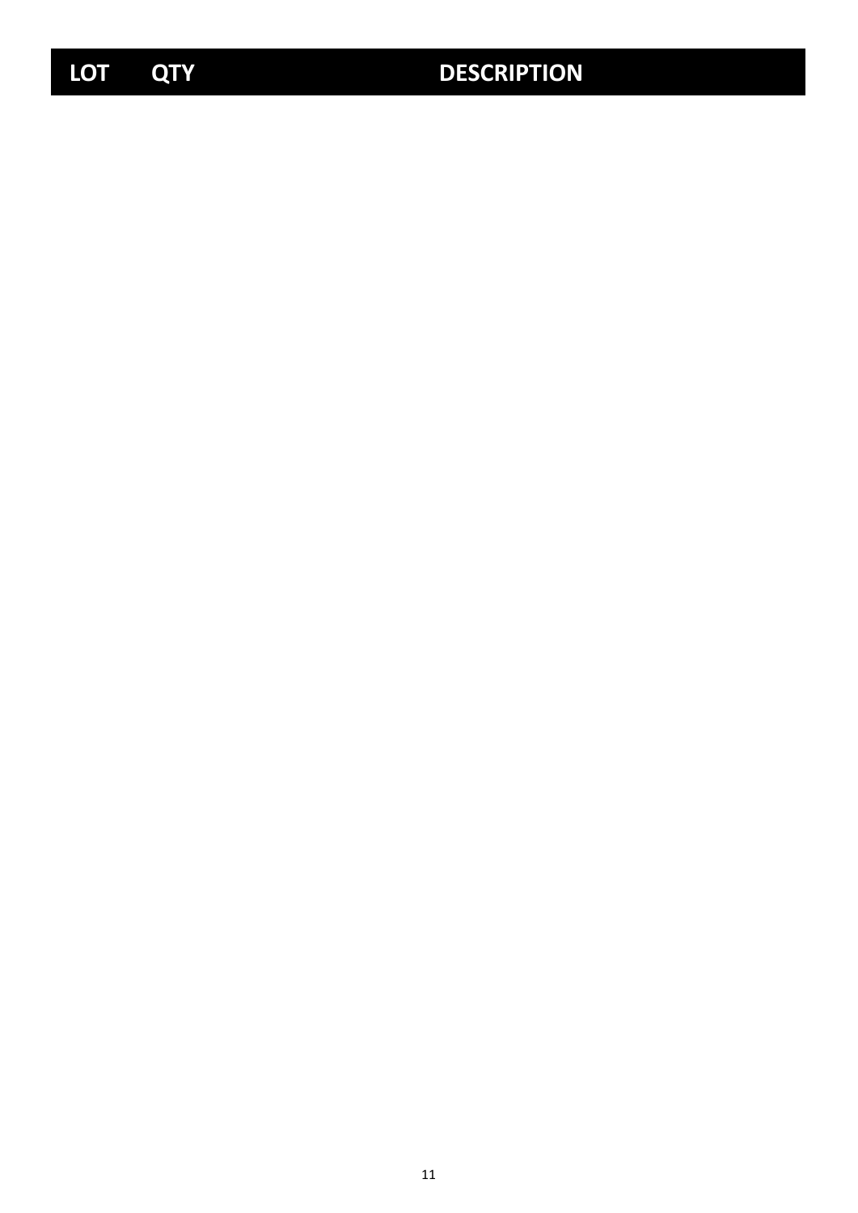| LOT | QTY | DESCRIPTION |
|---|---|---|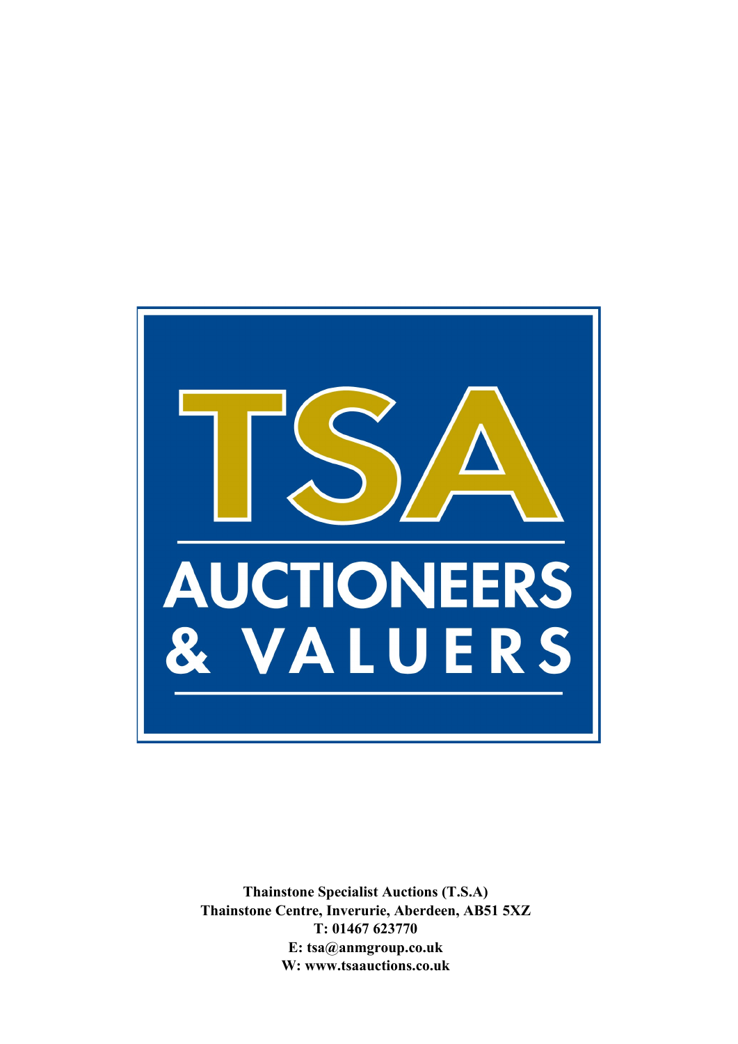TSA

AUCTIONEERS & VALUERS

**Thainstone Specialist Auctions (T.S.A)**
**Thainstone Centre, Inverurie, Aberdeen, AB51 5XZ**
**T: 01467 623770**
**E: tsa@anmgroup.co.uk**
**W: www.tsaauctions.co.uk**